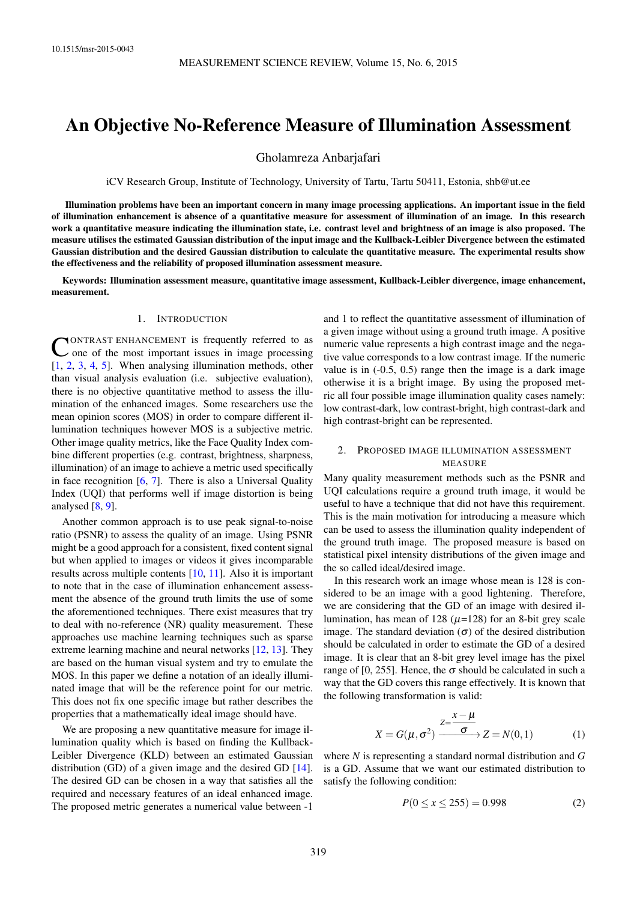# An Objective No-Reference Measure of Illumination Assessment

Gholamreza Anbarjafari

iCV Research Group, Institute of Technology, University of Tartu, Tartu 50411, Estonia, shb@ut.ee

**Illumination problems have been an important concern in many image processing applications. An important issue in the field of illumination enhancement is absence of a quantitative measure for assessment of illumination of an image. In this research work a quantitative measure indicating the illumination state, i.e. contrast level and brightness of an image is also proposed. The measure utilises the estimated Gaussian distribution of the input image and the Kullback-Leibler Divergence between the estimated Gaussian distribution and the desired Gaussian distribution to calculate the quantitative measure. The experimental results show the effectiveness and the reliability of proposed illumination assessment measure.**

**Keywords: Illumination assessment measure, quantitative image assessment, Kullback-Leibler divergence, image enhancement, measurement.**

## 1. Introduction

CONTRAST ENHANCEMENT is frequently referred to as one of the most important issues in image processing [1, 2, 3, 4, 5]. When analysing illumination methods, other than visual analysis evaluation (i.e. subjective evaluation), there is no objective quantitative method to assess the illumination of the enhanced images. Some researchers use the mean opinion scores (MOS) in order to compare different illumination techniques however MOS is a subjective metric. Other image quality metrics, like the Face Quality Index combine different properties (e.g. contrast, brightness, sharpness, illumination) of an image to achieve a metric used specifically in face recognition [6, 7]. There is also a Universal Quality Index (UQI) that performs well if image distortion is being analysed [8, 9].

Another common approach is to use peak signal-to-noise ratio (PSNR) to assess the quality of an image. Using PSNR might be a good approach for a consistent, fixed content signal but when applied to images or videos it gives incomparable results across multiple contents [10, 11]. Also it is important to note that in the case of illumination enhancement assessment the absence of the ground truth limits the use of some the aforementioned techniques. There exist measures that try to deal with no-reference (NR) quality measurement. These approaches use machine learning techniques such as sparse extreme learning machine and neural networks [12, 13]. They are based on the human visual system and try to emulate the MOS. In this paper we define a notation of an ideally illuminated image that will be the reference point for our metric. This does not fix one specific image but rather describes the properties that a mathematically ideal image should have.

We are proposing a new quantitative measure for image illumination quality which is based on finding the Kullback-Leibler Divergence (KLD) between an estimated Gaussian distribution (GD) of a given image and the desired GD [14]. The desired GD can be chosen in a way that satisfies all the required and necessary features of an ideal enhanced image. The proposed metric generates a numerical value between -1 and 1 to reflect the quantitative assessment of illumination of a given image without using a ground truth image. A positive numeric value represents a high contrast image and the negative value corresponds to a low contrast image. If the numeric value is in (-0.5, 0.5) range then the image is a dark image otherwise it is a bright image. By using the proposed metric all four possible image illumination quality cases namely: low contrast-dark, low contrast-bright, high contrast-dark and high contrast-bright can be represented.

## 2. Proposed image illumination assessment measure

Many quality measurement methods such as the PSNR and UQI calculations require a ground truth image, it would be useful to have a technique that did not have this requirement. This is the main motivation for introducing a measure which can be used to assess the illumination quality independent of the ground truth image. The proposed measure is based on statistical pixel intensity distributions of the given image and the so called ideal/desired image.

In this research work an image whose mean is 128 is considered to be an image with a good lightening. Therefore, we are considering that the GD of an image with desired illumination, has mean of 128 ($\mu$=128) for an 8-bit grey scale image. The standard deviation ($\sigma$) of the desired distribution should be calculated in order to estimate the GD of a desired image. It is clear that an 8-bit grey level image has the pixel range of [0, 255]. Hence, the $\sigma$ should be calculated in such a way that the GD covers this range effectively. It is known that the following transformation is valid:

$$X = G(\mu, \sigma^2) \xrightarrow{Z=\frac{x-\mu}{\sigma}} Z = N(0,1) \tag{1}$$

where $N$ is representing a standard normal distribution and $G$ is a GD. Assume that we want our estimated distribution to satisfy the following condition:

$$P(0 \leq x \leq 255) = 0.998 \tag{2}$$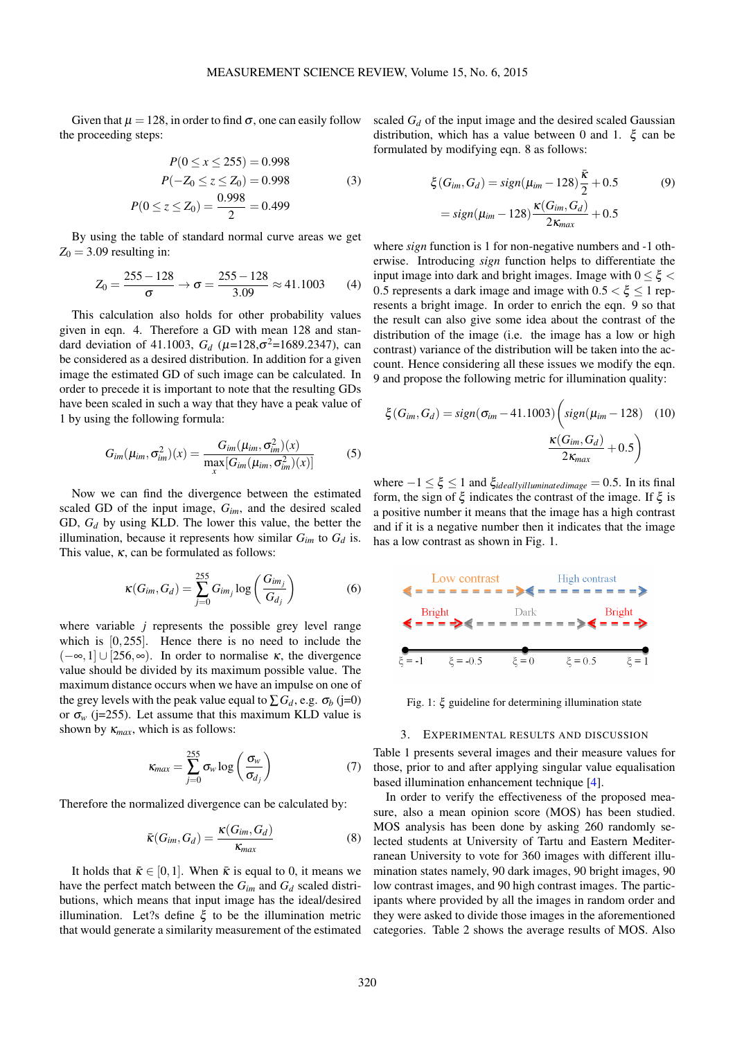Given that $\mu = 128$, in order to find $\sigma$, one can easily follow the proceeding steps:

$$
\begin{aligned}
P(0 \leq x \leq 255) &= 0.998 \\
P(-Z_0 \leq z \leq Z_0) &= 0.998 \\
P(0 \leq z \leq Z_0) &= \frac{0.998}{2} = 0.499
\end{aligned}
\tag{3}
$$

By using the table of standard normal curve areas we get $Z_0 = 3.09$ resulting in:

$$
Z_0 = \frac{255-128}{\sigma} \rightarrow \sigma = \frac{255-128}{3.09} \approx 41.1003 \tag{4}
$$

This calculation also holds for other probability values given in eqn. 4. Therefore a GD with mean 128 and standard deviation of 41.1003, $G_d$ ($\mu$=128,$\sigma^2$=1689.2347), can be considered as a desired distribution. In addition for a given image the estimated GD of such image can be calculated. In order to precede it is important to note that the resulting GDs have been scaled in such a way that they have a peak value of 1 by using the following formula:

$$
G_{im}(\mu_{im}, \sigma_{im}^2)(x) = \frac{G_{im}(\mu_{im}, \sigma_{im}^2)(x)}{\max\limits_{x}[G_{im}(\mu_{im}, \sigma_{im}^2)(x)]} \tag{5}
$$

Now we can find the divergence between the estimated scaled GD of the input image, $G_{im}$, and the desired scaled GD, $G_d$ by using KLD. The lower this value, the better the illumination, because it represents how similar $G_{im}$ to $G_d$ is. This value, $\kappa$, can be formulated as follows:

$$
\kappa(G_{im}, G_d) = \sum_{j=0}^{255} G_{im_j} \log\left(\frac{G_{im_j}}{G_{d_j}}\right) \tag{6}
$$

where variable $j$ represents the possible grey level range which is $[0, 255]$. Hence there is no need to include the $(-\infty, 1] \cup [256, \infty)$. In order to normalise $\kappa$, the divergence value should be divided by its maximum possible value. The maximum distance occurs when we have an impulse on one of the grey levels with the peak value equal to $\sum G_d$, e.g. $\sigma_b$ (j=0) or $\sigma_w$ (j=255). Let assume that this maximum KLD value is shown by $\kappa_{max}$, which is as follows:

$$
\kappa_{max} = \sum_{j=0}^{255} \sigma_w \log\left(\frac{\sigma_w}{\sigma_{d_j}}\right) \tag{7}
$$

Therefore the normalized divergence can be calculated by:

$$
\bar{\kappa}(G_{im}, G_d) = \frac{\kappa(G_{im}, G_d)}{\kappa_{max}} \tag{8}
$$

It holds that $\bar{\kappa} \in [0, 1]$. When $\bar{\kappa}$ is equal to 0, it means we have the perfect match between the $G_{im}$ and $G_d$ scaled distributions, which means that input image has the ideal/desired illumination. Let?s define $\xi$ to be the illumination metric that would generate a similarity measurement of the estimated scaled $G_d$ of the input image and the desired scaled Gaussian distribution, which has a value between 0 and 1. $\xi$ can be formulated by modifying eqn. 8 as follows:

$$
\begin{aligned}
\xi(G_{im}, G_d) &= sign(\mu_{im} - 128)\frac{\bar{\kappa}}{2} + 0.5 \\
&= sign(\mu_{im} - 128)\frac{\kappa(G_{im}, G_d)}{2\kappa_{max}} + 0.5
\end{aligned}
\tag{9}
$$

where *sign* function is 1 for non-negative numbers and -1 otherwise. Introducing *sign* function helps to differentiate the input image into dark and bright images. Image with $0 \leq \xi < 0.5$ represents a dark image and image with $0.5 < \xi \leq 1$ represents a bright image. In order to enrich the eqn. 9 so that the result can also give some idea about the contrast of the distribution of the image (i.e. the image has a low or high contrast) variance of the distribution will be taken into the account. Hence considering all these issues we modify the eqn. 9 and propose the following metric for illumination quality:

$$
\xi(G_{im}, G_d) = sign(\sigma_{im} - 41.1003)\left(sign(\mu_{im} - 128)\frac{\kappa(G_{im}, G_d)}{2\kappa_{max}} + 0.5\right) \tag{10}
$$

where $-1 \leq \xi \leq 1$ and $\xi_{ideallyilluminatedimage} = 0.5$. In its final form, the sign of $\xi$ indicates the contrast of the image. If $\xi$ is a positive number it means that the image has a high contrast and if it is a negative number then it indicates that the image has a low contrast as shown in Fig. 1.

Fig. 1: $\xi$ guideline for determining illumination state

## 3. Experimental results and discussion

Table 1 presents several images and their measure values for those, prior to and after applying singular value equalisation based illumination enhancement technique [4].

In order to verify the effectiveness of the proposed measure, also a mean opinion score (MOS) has been studied. MOS analysis has been done by asking 260 randomly selected students at University of Tartu and Eastern Mediterranean University to vote for 360 images with different illumination states namely, 90 dark images, 90 bright images, 90 low contrast images, and 90 high contrast images. The participants where provided by all the images in random order and they were asked to divide those images in the aforementioned categories. Table 2 shows the average results of MOS. Also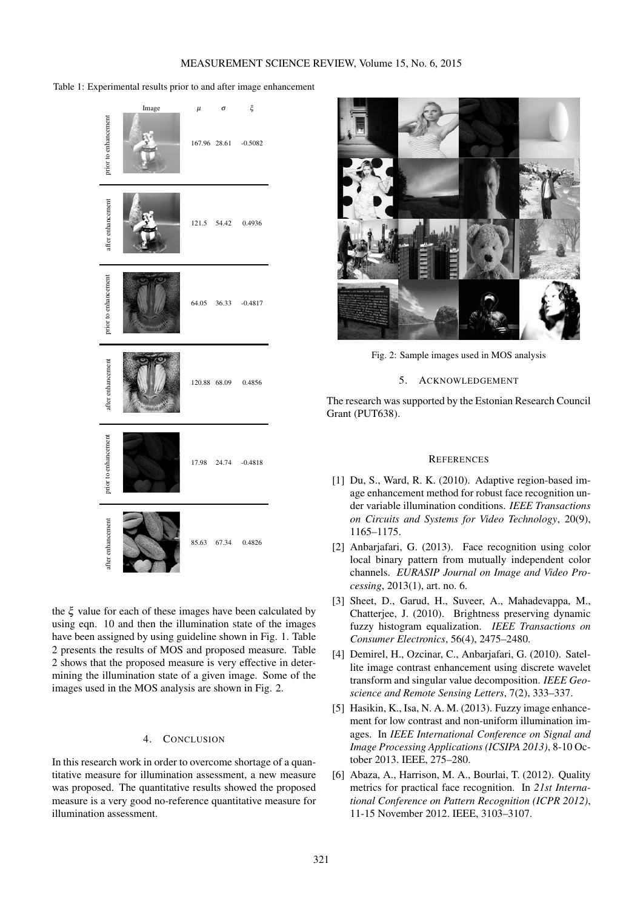Table 1: Experimental results prior to and after image enhancement

| | Image | $\mu$ | $\sigma$ | $\xi$ |
|---|---|---|---|---|
| prior to enhancement | | 167.96 | 28.61 | -0.5082 |
| after enhancement | | 121.5 | 54.42 | 0.4936 |
| prior to enhancement | | 64.05 | 36.33 | -0.4817 |
| after enhancement | | 120.88 | 68.09 | 0.4856 |
| prior to enhancement | | 17.98 | 24.74 | -0.4818 |
| after enhancement | | 85.63 | 67.34 | 0.4826 |

the $\xi$ value for each of these images have been calculated by using eqn. 10 and then the illumination state of the images have been assigned by using guideline shown in Fig. 1. Table 2 presents the results of MOS and proposed measure. Table 2 shows that the proposed measure is very effective in determining the illumination state of a given image. Some of the images used in the MOS analysis are shown in Fig. 2.

## 4. CONCLUSION

In this research work in order to overcome shortage of a quantitative measure for illumination assessment, a new measure was proposed. The quantitative results showed the proposed measure is a very good no-reference quantitative measure for illumination assessment.

Fig. 2: Sample images used in MOS analysis

## 5. ACKNOWLEDGEMENT

The research was supported by the Estonian Research Council Grant (PUT638).

## REFERENCES

[1] Du, S., Ward, R. K. (2010). Adaptive region-based image enhancement method for robust face recognition under variable illumination conditions. *IEEE Transactions on Circuits and Systems for Video Technology*, 20(9), 1165–1175.

[2] Anbarjafari, G. (2013). Face recognition using color local binary pattern from mutually independent color channels. *EURASIP Journal on Image and Video Processing*, 2013(1), art. no. 6.

[3] Sheet, D., Garud, H., Suveer, A., Mahadevappa, M., Chatterjee, J. (2010). Brightness preserving dynamic fuzzy histogram equalization. *IEEE Transactions on Consumer Electronics*, 56(4), 2475–2480.

[4] Demirel, H., Ozcinar, C., Anbarjafari, G. (2010). Satellite image contrast enhancement using discrete wavelet transform and singular value decomposition. *IEEE Geoscience and Remote Sensing Letters*, 7(2), 333–337.

[5] Hasikin, K., Isa, N. A. M. (2013). Fuzzy image enhancement for low contrast and non-uniform illumination images. In *IEEE International Conference on Signal and Image Processing Applications (ICSIPA 2013)*, 8-10 October 2013. IEEE, 275–280.

[6] Abaza, A., Harrison, M. A., Bourlai, T. (2012). Quality metrics for practical face recognition. In *21st International Conference on Pattern Recognition (ICPR 2012)*, 11-15 November 2012. IEEE, 3103–3107.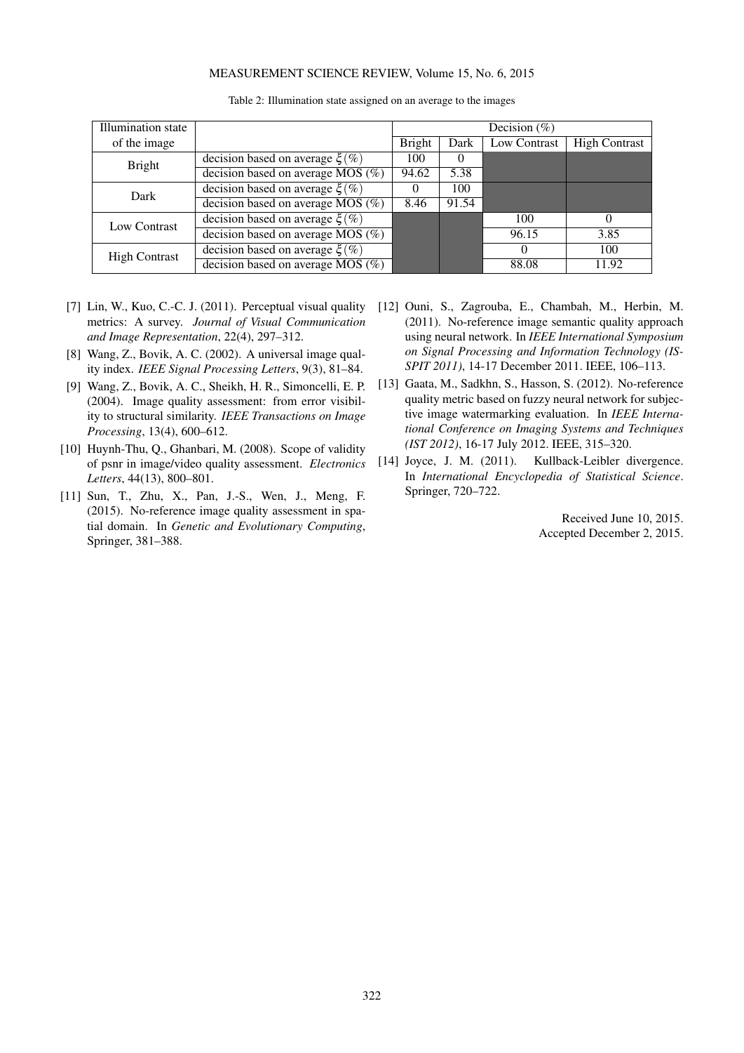Table 2: Illumination state assigned on an average to the images

| Illumination state of the image | | Decision (%) | | | |
|---|---|---|---|---|---|
| | | Bright | Dark | Low Contrast | High Contrast |
| Bright | decision based on average $\xi$(%) | 100 | 0 | | |
| | decision based on average MOS (%) | 94.62 | 5.38 | | |
| Dark | decision based on average $\xi$(%) | 0 | 100 | | |
| | decision based on average MOS (%) | 8.46 | 91.54 | | |
| Low Contrast | decision based on average $\xi$(%) | | | 100 | 0 |
| | decision based on average MOS (%) | | | 96.15 | 3.85 |
| High Contrast | decision based on average $\xi$(%) | | | 0 | 100 |
| | decision based on average MOS (%) | | | 88.08 | 11.92 |

[7] Lin, W., Kuo, C.-C. J. (2011). Perceptual visual quality metrics: A survey. *Journal of Visual Communication and Image Representation*, 22(4), 297–312.

[8] Wang, Z., Bovik, A. C. (2002). A universal image quality index. *IEEE Signal Processing Letters*, 9(3), 81–84.

[9] Wang, Z., Bovik, A. C., Sheikh, H. R., Simoncelli, E. P. (2004). Image quality assessment: from error visibility to structural similarity. *IEEE Transactions on Image Processing*, 13(4), 600–612.

[10] Huynh-Thu, Q., Ghanbari, M. (2008). Scope of validity of psnr in image/video quality assessment. *Electronics Letters*, 44(13), 800–801.

[11] Sun, T., Zhu, X., Pan, J.-S., Wen, J., Meng, F. (2015). No-reference image quality assessment in spatial domain. In *Genetic and Evolutionary Computing*, Springer, 381–388.

[12] Ouni, S., Zagrouba, E., Chambah, M., Herbin, M. (2011). No-reference image semantic quality approach using neural network. In *IEEE International Symposium on Signal Processing and Information Technology (ISSPIT 2011)*, 14-17 December 2011. IEEE, 106–113.

[13] Gaata, M., Sadkhn, S., Hasson, S. (2012). No-reference quality metric based on fuzzy neural network for subjective image watermarking evaluation. In *IEEE International Conference on Imaging Systems and Techniques (IST 2012)*, 16-17 July 2012. IEEE, 315–320.

[14] Joyce, J. M. (2011). Kullback-Leibler divergence. In *International Encyclopedia of Statistical Science*. Springer, 720–722.

Received June 10, 2015.
Accepted December 2, 2015.